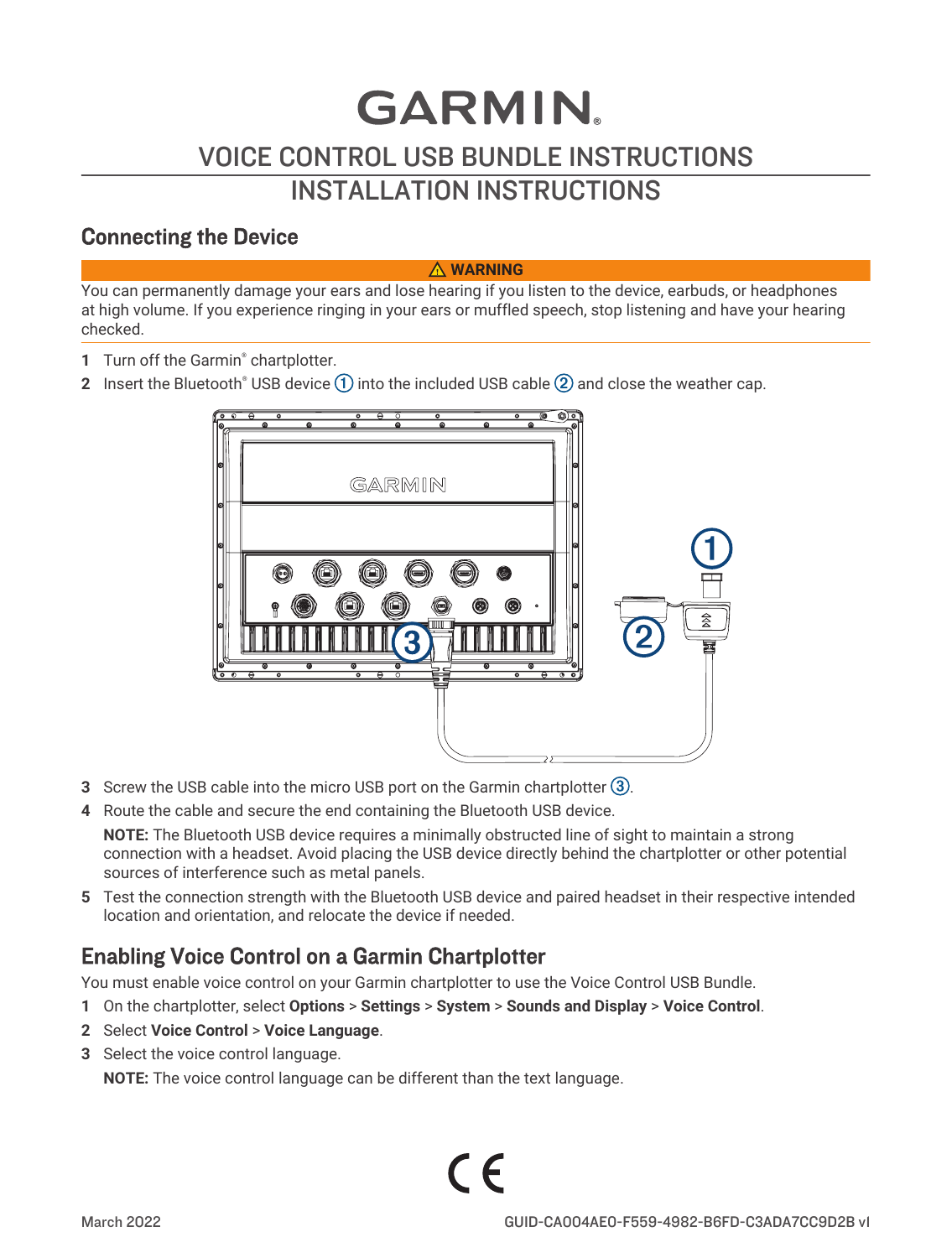# GARMIN

## VOICE CONTROL USB BUNDLE INSTRUCTIONS
## INSTALLATION INSTRUCTIONS

## Connecting the Device

**⚠ WARNING**

You can permanently damage your ears and lose hearing if you listen to the device, earbuds, or headphones at high volume. If you experience ringing in your ears or muffled speech, stop listening and have your hearing checked.

1. Turn off the Garmin® chartplotter.
2. Insert the Bluetooth® USB device ① into the included USB cable ② and close the weather cap.
3. Screw the USB cable into the micro USB port on the Garmin chartplotter ③.
4. Route the cable and secure the end containing the Bluetooth USB device.

   **NOTE:** The Bluetooth USB device requires a minimally obstructed line of sight to maintain a strong connection with a headset. Avoid placing the USB device directly behind the chartplotter or other potential sources of interference such as metal panels.
5. Test the connection strength with the Bluetooth USB device and paired headset in their respective intended location and orientation, and relocate the device if needed.

## Enabling Voice Control on a Garmin Chartplotter

You must enable voice control on your Garmin chartplotter to use the Voice Control USB Bundle.

1. On the chartplotter, select **Options** > **Settings** > **System** > **Sounds and Display** > **Voice Control**.
2. Select **Voice Control** > **Voice Language**.
3. Select the voice control language.

   **NOTE:** The voice control language can be different than the text language.

March 2022

GUID-CA004AE0-F559-4982-B6FD-C3ADA7CC9D2B v1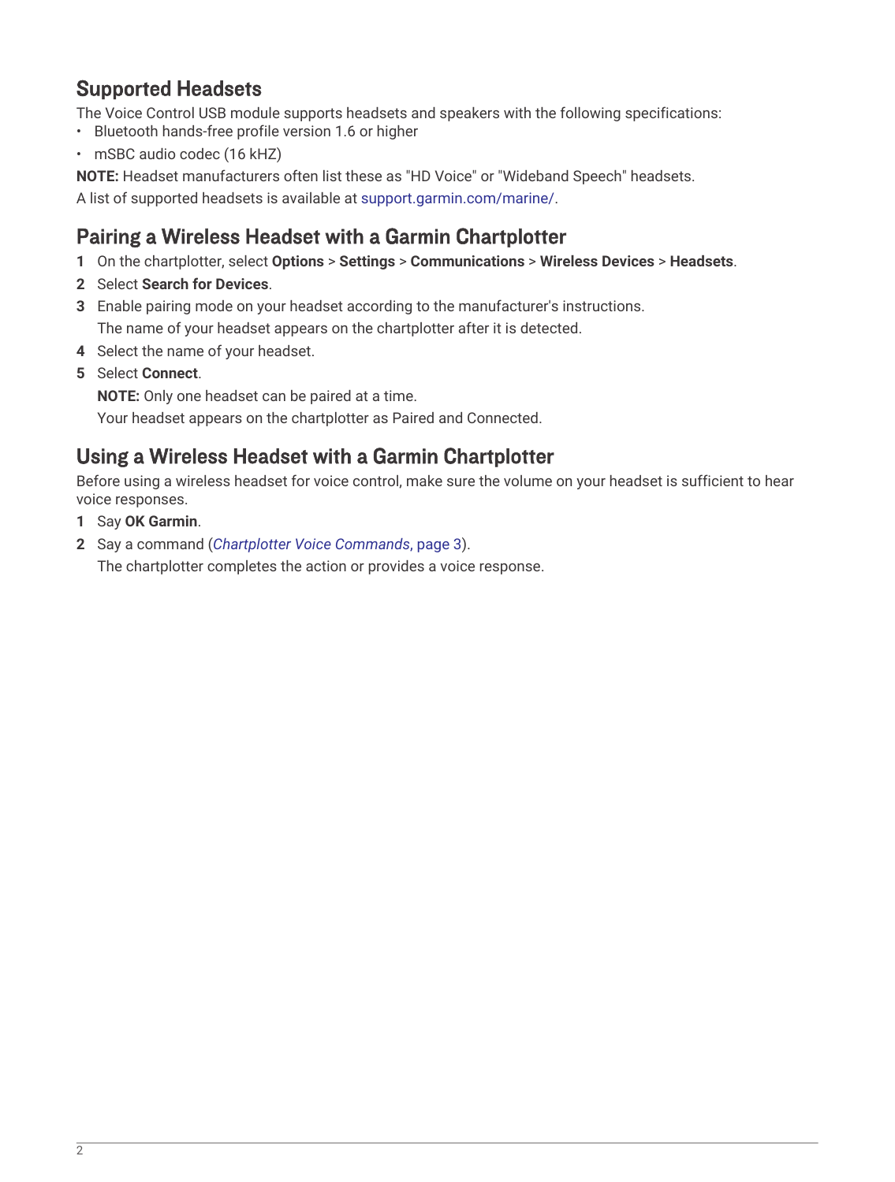## Supported Headsets

The Voice Control USB module supports headsets and speakers with the following specifications:

- Bluetooth hands-free profile version 1.6 or higher
- mSBC audio codec (16 kHZ)

**NOTE:** Headset manufacturers often list these as "HD Voice" or "Wideband Speech" headsets.

A list of supported headsets is available at support.garmin.com/marine/.

## Pairing a Wireless Headset with a Garmin Chartplotter

1. On the chartplotter, select **Options** > **Settings** > **Communications** > **Wireless Devices** > **Headsets**.
2. Select **Search for Devices**.
3. Enable pairing mode on your headset according to the manufacturer's instructions.
   The name of your headset appears on the chartplotter after it is detected.
4. Select the name of your headset.
5. Select **Connect**.
   **NOTE:** Only one headset can be paired at a time.
   Your headset appears on the chartplotter as Paired and Connected.

## Using a Wireless Headset with a Garmin Chartplotter

Before using a wireless headset for voice control, make sure the volume on your headset is sufficient to hear voice responses.

1. Say **OK Garmin**.
2. Say a command (*Chartplotter Voice Commands*, page 3).
   The chartplotter completes the action or provides a voice response.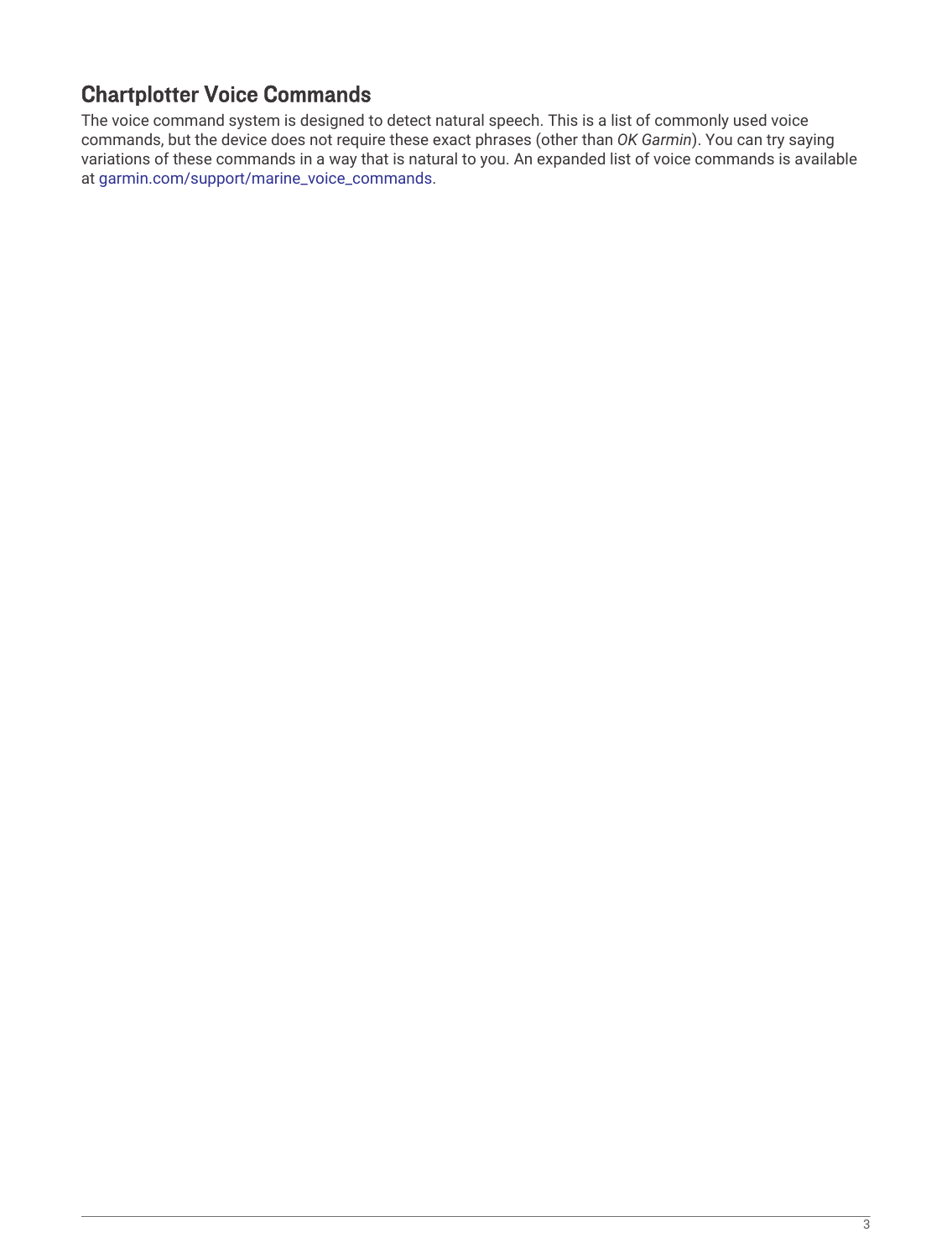## Chartplotter Voice Commands

The voice command system is designed to detect natural speech. This is a list of commonly used voice commands, but the device does not require these exact phrases (other than *OK Garmin*). You can try saying variations of these commands in a way that is natural to you. An expanded list of voice commands is available at garmin.com/support/marine_voice_commands.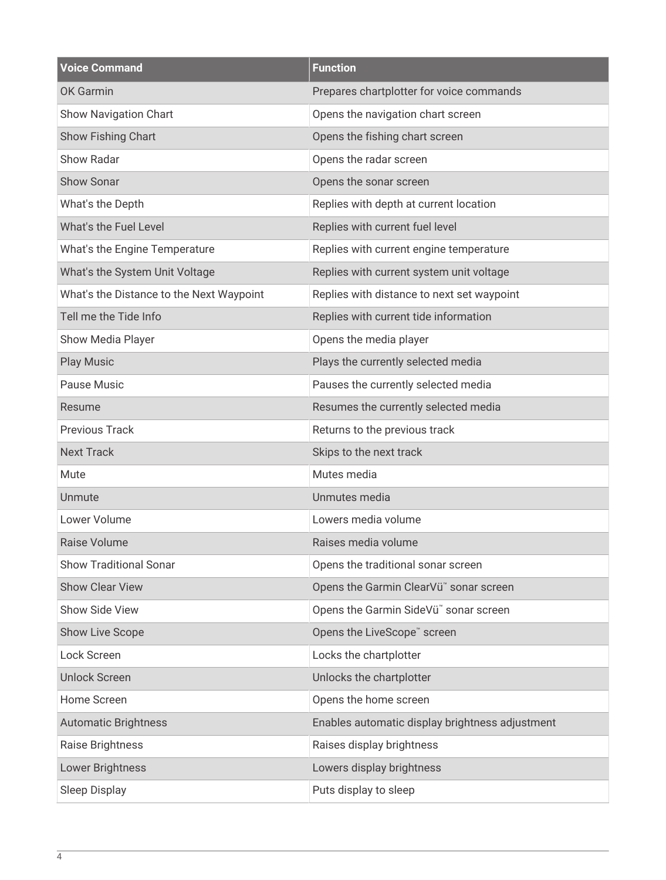| Voice Command | Function |
| --- | --- |
| OK Garmin | Prepares chartplotter for voice commands |
| Show Navigation Chart | Opens the navigation chart screen |
| Show Fishing Chart | Opens the fishing chart screen |
| Show Radar | Opens the radar screen |
| Show Sonar | Opens the sonar screen |
| What's the Depth | Replies with depth at current location |
| What's the Fuel Level | Replies with current fuel level |
| What's the Engine Temperature | Replies with current engine temperature |
| What's the System Unit Voltage | Replies with current system unit voltage |
| What's the Distance to the Next Waypoint | Replies with distance to next set waypoint |
| Tell me the Tide Info | Replies with current tide information |
| Show Media Player | Opens the media player |
| Play Music | Plays the currently selected media |
| Pause Music | Pauses the currently selected media |
| Resume | Resumes the currently selected media |
| Previous Track | Returns to the previous track |
| Next Track | Skips to the next track |
| Mute | Mutes media |
| Unmute | Unmutes media |
| Lower Volume | Lowers media volume |
| Raise Volume | Raises media volume |
| Show Traditional Sonar | Opens the traditional sonar screen |
| Show Clear View | Opens the Garmin ClearVü™ sonar screen |
| Show Side View | Opens the Garmin SideVü™ sonar screen |
| Show Live Scope | Opens the LiveScope™ screen |
| Lock Screen | Locks the chartplotter |
| Unlock Screen | Unlocks the chartplotter |
| Home Screen | Opens the home screen |
| Automatic Brightness | Enables automatic display brightness adjustment |
| Raise Brightness | Raises display brightness |
| Lower Brightness | Lowers display brightness |
| Sleep Display | Puts display to sleep |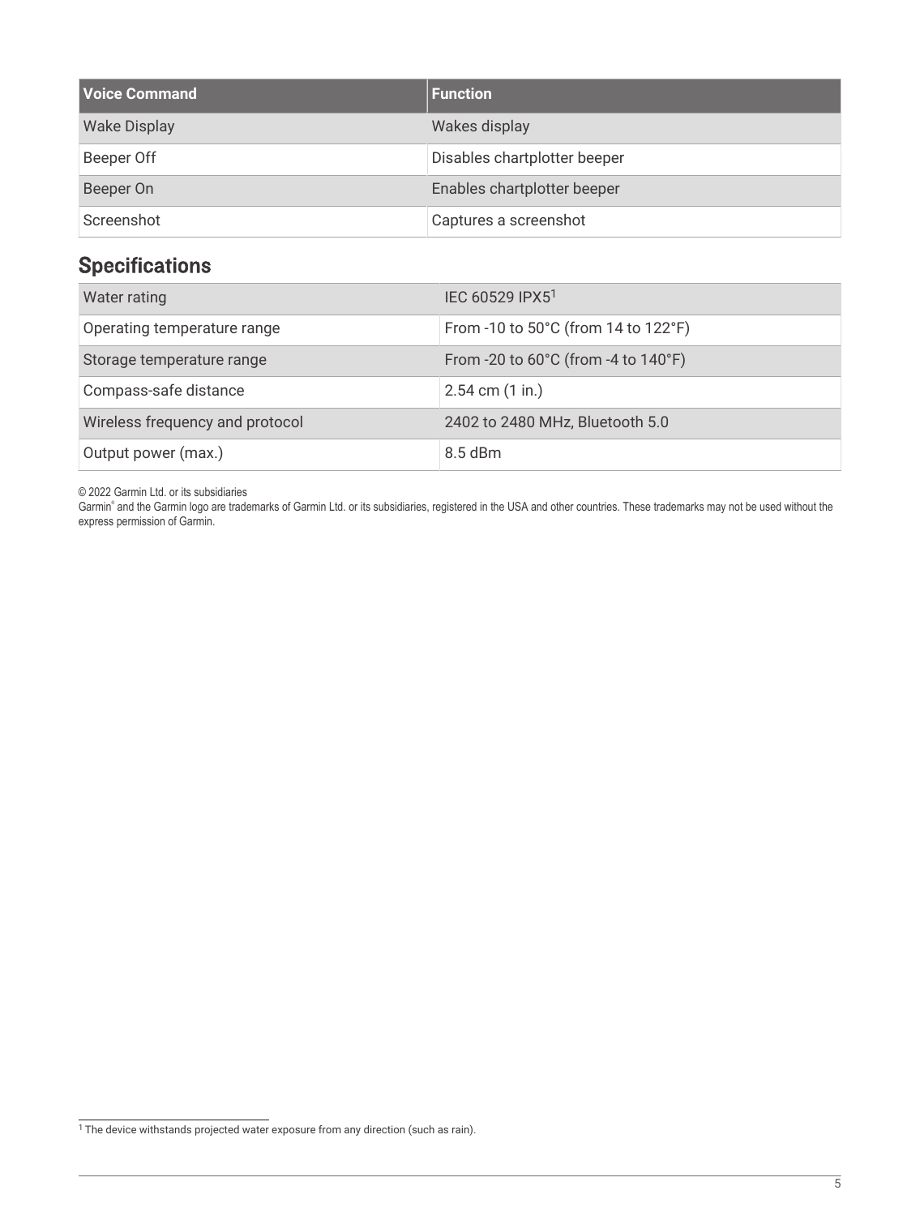| Voice Command | Function |
| --- | --- |
| Wake Display | Wakes display |
| Beeper Off | Disables chartplotter beeper |
| Beeper On | Enables chartplotter beeper |
| Screenshot | Captures a screenshot |

## Specifications

| | |
| --- | --- |
| Water rating | IEC 60529 IPX5[1] |
| Operating temperature range | From -10 to 50°C (from 14 to 122°F) |
| Storage temperature range | From -20 to 60°C (from -4 to 140°F) |
| Compass-safe distance | 2.54 cm (1 in.) |
| Wireless frequency and protocol | 2402 to 2480 MHz, Bluetooth 5.0 |
| Output power (max.) | 8.5 dBm |

© 2022 Garmin Ltd. or its subsidiaries

Garmin® and the Garmin logo are trademarks of Garmin Ltd. or its subsidiaries, registered in the USA and other countries. These trademarks may not be used without the express permission of Garmin.

[1] The device withstands projected water exposure from any direction (such as rain).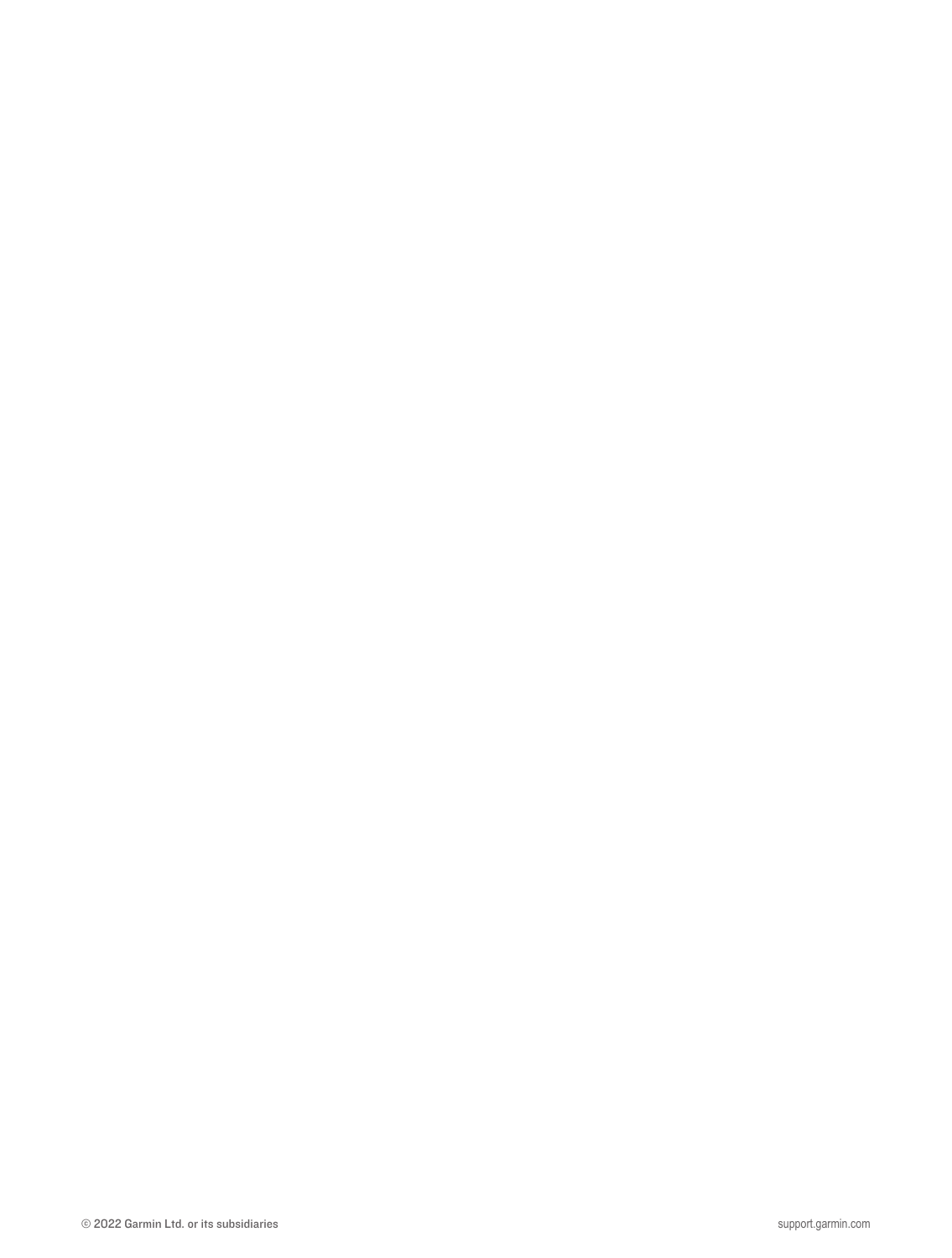© 2022 Garmin Ltd. or its subsidiaries

support.garmin.com